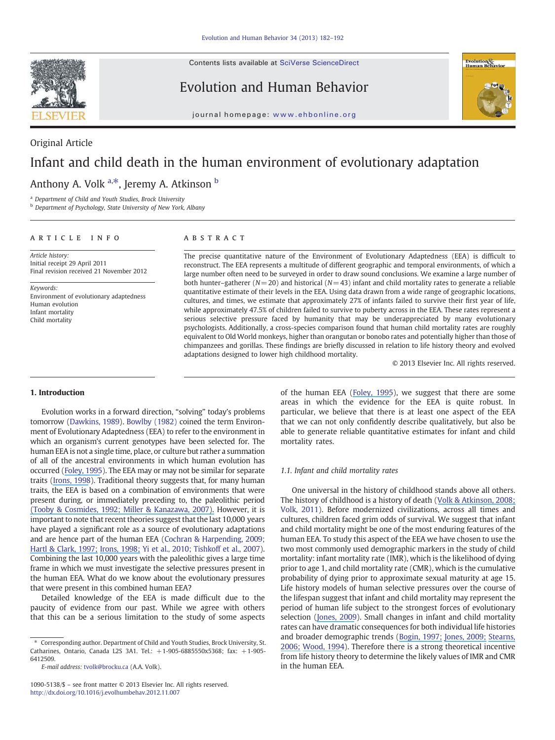Original Article

# Infant and child death in the human environment of evolutionary adaptation

Anthony A. Volk [a,*], Jeremy A. Atkinson [b]

[a] Department of Child and Youth Studies, Brock University
[b] Department of Psychology, State University of New York, Albany

**ARTICLE INFO**

*Article history:*
Initial receipt 29 April 2011
Final revision received 21 November 2012

*Keywords:*
Environment of evolutionary adaptedness
Human evolution
Infant mortality
Child mortality

**ABSTRACT**

The precise quantitative nature of the Environment of Evolutionary Adaptedness (EEA) is difficult to reconstruct. The EEA represents a multitude of different geographic and temporal environments, of which a large number often need to be surveyed in order to draw sound conclusions. We examine a large number of both hunter–gatherer ($N=20$) and historical ($N=43$) infant and child mortality rates to generate a reliable quantitative estimate of their levels in the EEA. Using data drawn from a wide range of geographic locations, cultures, and times, we estimate that approximately 27% of infants failed to survive their first year of life, while approximately 47.5% of children failed to survive to puberty across in the EEA. These rates represent a serious selective pressure faced by humanity that may be underappreciated by many evolutionary psychologists. Additionally, a cross-species comparison found that human child mortality rates are roughly equivalent to Old World monkeys, higher than orangutan or bonobo rates and potentially higher than those of chimpanzees and gorillas. These findings are briefly discussed in relation to life history theory and evolved adaptations designed to lower high childhood mortality.

© 2013 Elsevier Inc. All rights reserved.

## 1. Introduction

Evolution works in a forward direction, "solving" today's problems tomorrow (Dawkins, 1989). Bowlby (1982) coined the term Environment of Evolutionary Adaptedness (EEA) to refer to the environment in which an organism's current genotypes have been selected for. The human EEA is not a single time, place, or culture but rather a summation of all of the ancestral environments in which human evolution has occurred (Foley, 1995). The EEA may or may not be similar for separate traits (Irons, 1998). Traditional theory suggests that, for many human traits, the EEA is based on a combination of environments that were present during, or immediately preceding to, the paleolithic period (Tooby & Cosmides, 1992; Miller & Kanazawa, 2007). However, it is important to note that recent theories suggest that the last 10,000 years have played a significant role as a source of evolutionary adaptations and are hence part of the human EEA (Cochran & Harpending, 2009; Hartl & Clark, 1997; Irons, 1998; Yi et al., 2010; Tishkoff et al., 2007). Combining the last 10,000 years with the paleolithic gives a large time frame in which we must investigate the selective pressures present in the human EEA. What do we know about the evolutionary pressures that were present in this combined human EEA?

Detailed knowledge of the EEA is made difficult due to the paucity of evidence from our past. While we agree with others that this can be a serious limitation to the study of some aspects of the human EEA (Foley, 1995), we suggest that there are some areas in which the evidence for the EEA is quite robust. In particular, we believe that there is at least one aspect of the EEA that we can not only confidently describe qualitatively, but also be able to generate reliable quantitative estimates for infant and child mortality rates.

### 1.1. Infant and child mortality rates

One universal in the history of childhood stands above all others. The history of childhood is a history of death (Volk & Atkinson, 2008; Volk, 2011). Before modernized civilizations, across all times and cultures, children faced grim odds of survival. We suggest that infant and child mortality might be one of the most enduring features of the human EEA. To study this aspect of the EEA we have chosen to use the two most commonly used demographic markers in the study of child mortality: infant mortality rate (IMR), which is the likelihood of dying prior to age 1, and child mortality rate (CMR), which is the cumulative probability of dying prior to approximate sexual maturity at age 15. Life history models of human selective pressures over the course of the lifespan suggest that infant and child mortality may represent the period of human life subject to the strongest forces of evolutionary selection (Jones, 2009). Small changes in infant and child mortality rates can have dramatic consequences for both individual life histories and broader demographic trends (Bogin, 1997; Jones, 2009; Stearns, 2006; Wood, 1994). Therefore there is a strong theoretical incentive from life history theory to determine the likely values of IMR and CMR in the human EEA.

---

* Corresponding author. Department of Child and Youth Studies, Brock University, St. Catharines, Ontario, Canada L2S 3A1. Tel.: +1-905-6885550x5368; fax: +1-905-6412509.
E-mail address: tvolk@brocku.ca (A.A. Volk).

1090-5138/$ – see front matter © 2013 Elsevier Inc. All rights reserved.
http://dx.doi.org/10.1016/j.evolhumbehav.2012.11.007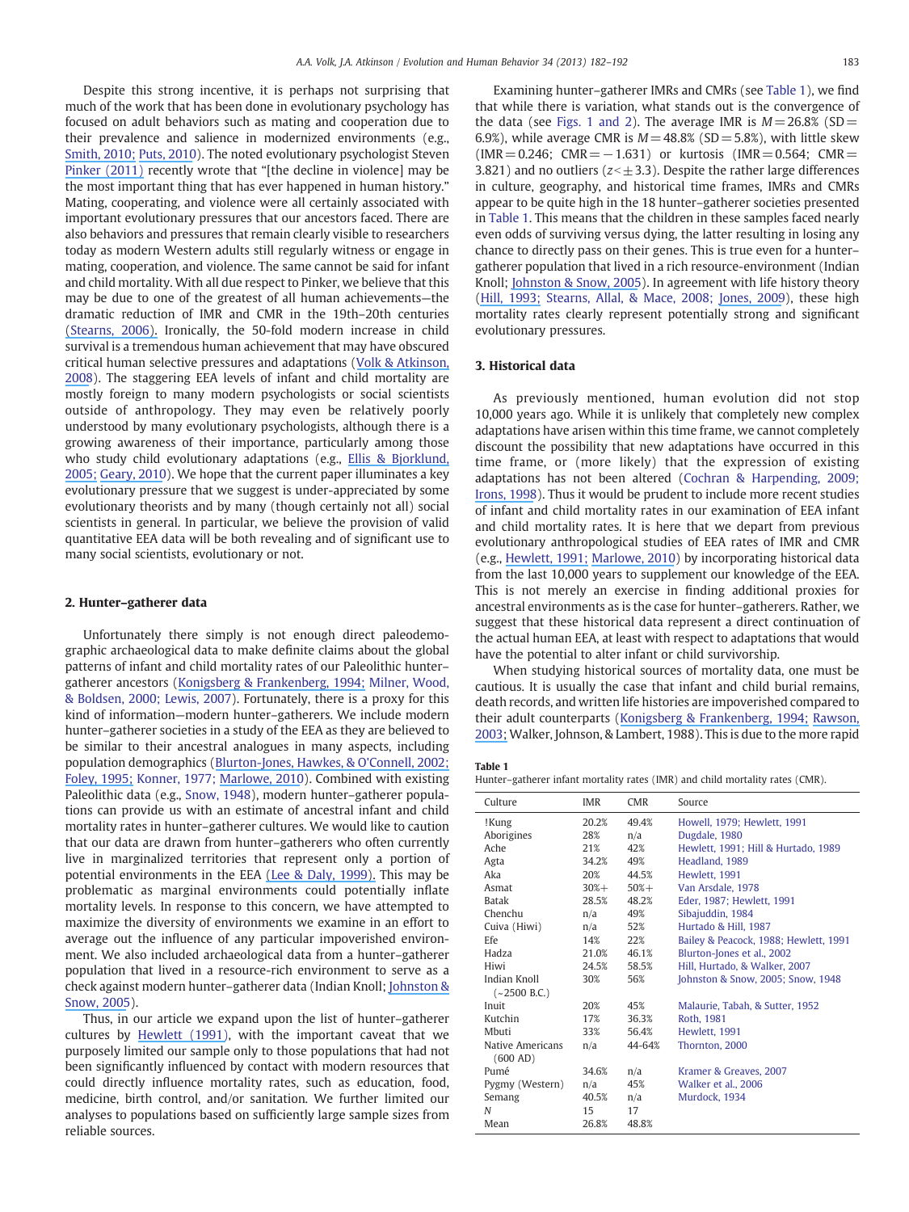Despite this strong incentive, it is perhaps not surprising that much of the work that has been done in evolutionary psychology has focused on adult behaviors such as mating and cooperation due to their prevalence and salience in modernized environments (e.g., Smith, 2010; Puts, 2010). The noted evolutionary psychologist Steven Pinker (2011) recently wrote that "[the decline in violence] may be the most important thing that has ever happened in human history." Mating, cooperating, and violence were all certainly associated with important evolutionary pressures that our ancestors faced. There are also behaviors and pressures that remain clearly visible to researchers today as modern Western adults still regularly witness or engage in mating, cooperation, and violence. The same cannot be said for infant and child mortality. With all due respect to Pinker, we believe that this may be due to one of the greatest of all human achievements—the dramatic reduction of IMR and CMR in the 19th–20th centuries (Stearns, 2006). Ironically, the 50-fold modern increase in child survival is a tremendous human achievement that may have obscured critical human selective pressures and adaptations (Volk & Atkinson, 2008). The staggering EEA levels of infant and child mortality are mostly foreign to many modern psychologists or social scientists outside of anthropology. They may even be relatively poorly understood by many evolutionary psychologists, although there is a growing awareness of their importance, particularly among those who study child evolutionary adaptations (e.g., Ellis & Bjorklund, 2005; Geary, 2010). We hope that the current paper illuminates a key evolutionary pressure that we suggest is under-appreciated by some evolutionary theorists and by many (though certainly not all) social scientists in general. In particular, we believe the provision of valid quantitative EEA data will be both revealing and of significant use to many social scientists, evolutionary or not.

## 2. Hunter–gatherer data

Unfortunately there simply is not enough direct paleodemographic archaeological data to make definite claims about the global patterns of infant and child mortality rates of our Paleolithic hunter–gatherer ancestors (Konigsberg & Frankenberg, 1994; Milner, Wood, & Boldsen, 2000; Lewis, 2007). Fortunately, there is a proxy for this kind of information—modern hunter–gatherers. We include modern hunter–gatherer societies in a study of the EEA as they are believed to be similar to their ancestral analogues in many aspects, including population demographics (Blurton-Jones, Hawkes, & O'Connell, 2002; Foley, 1995; Konner, 1977; Marlowe, 2010). Combined with existing Paleolithic data (e.g., Snow, 1948), modern hunter–gatherer populations can provide us with an estimate of ancestral infant and child mortality rates in hunter–gatherer cultures. We would like to caution that our data are drawn from hunter–gatherers who often currently live in marginalized territories that represent only a portion of potential environments in the EEA (Lee & Daly, 1999). This may be problematic as marginal environments could potentially inflate mortality levels. In response to this concern, we have attempted to maximize the diversity of environments we examine in an effort to average out the influence of any particular impoverished environment. We also included archaeological data from a hunter–gatherer population that lived in a resource-rich environment to serve as a check against modern hunter–gatherer data (Indian Knoll; Johnston & Snow, 2005).

Thus, in our article we expand upon the list of hunter–gatherer cultures by Hewlett (1991), with the important caveat that we purposely limited our sample only to those populations that had not been significantly influenced by contact with modern resources that could directly influence mortality rates, such as education, food, medicine, birth control, and/or sanitation. We further limited our analyses to populations based on sufficiently large sample sizes from reliable sources.

Examining hunter–gatherer IMRs and CMRs (see Table 1), we find that while there is variation, what stands out is the convergence of the data (see Figs. 1 and 2). The average IMR is $M = 26.8\%$ ($SD = 6.9\%$), while average CMR is $M = 48.8\%$ ($SD = 5.8\%$), with little skew ($IMR = 0.246$; $CMR = -1.631$) or kurtosis ($IMR = 0.564$; $CMR = 3.821$) and no outliers ($z < \pm 3.3$). Despite the rather large differences in culture, geography, and historical time frames, IMRs and CMRs appear to be quite high in the 18 hunter–gatherer societies presented in Table 1. This means that the children in these samples faced nearly even odds of surviving versus dying, the latter resulting in losing any chance to directly pass on their genes. This is true even for a hunter–gatherer population that lived in a rich resource-environment (Indian Knoll; Johnston & Snow, 2005). In agreement with life history theory (Hill, 1993; Stearns, Allal, & Mace, 2008; Jones, 2009), these high mortality rates clearly represent potentially strong and significant evolutionary pressures.

## 3. Historical data

As previously mentioned, human evolution did not stop 10,000 years ago. While it is unlikely that completely new complex adaptations have arisen within this time frame, we cannot completely discount the possibility that new adaptations have occurred in this time frame, or (more likely) that the expression of existing adaptations has not been altered (Cochran & Harpending, 2009; Irons, 1998). Thus it would be prudent to include more recent studies of infant and child mortality rates in our examination of EEA infant and child mortality rates. It is here that we depart from previous evolutionary anthropological studies of EEA rates of IMR and CMR (e.g., Hewlett, 1991; Marlowe, 2010) by incorporating historical data from the last 10,000 years to supplement our knowledge of the EEA. This is not merely an exercise in finding additional proxies for ancestral environments as is the case for hunter–gatherers. Rather, we suggest that these historical data represent a direct continuation of the actual human EEA, at least with respect to adaptations that would have the potential to alter infant or child survivorship.

When studying historical sources of mortality data, one must be cautious. It is usually the case that infant and child burial remains, death records, and written life histories are impoverished compared to their adult counterparts (Konigsberg & Frankenberg, 1994; Rawson, 2003; Walker, Johnson, & Lambert, 1988). This is due to the more rapid

**Table 1**
Hunter–gatherer infant mortality rates (IMR) and child mortality rates (CMR).

| Culture | IMR | CMR | Source |
|---|---|---|---|
| !Kung | 20.2% | 49.4% | Howell, 1979; Hewlett, 1991 |
| Aborigines | 28% | n/a | Dugdale, 1980 |
| Ache | 21% | 42% | Hewlett, 1991; Hill & Hurtado, 1989 |
| Agta | 34.2% | 49% | Headland, 1989 |
| Aka | 20% | 44.5% | Hewlett, 1991 |
| Asmat | 30%+ | 50%+ | Van Arsdale, 1978 |
| Batak | 28.5% | 48.2% | Eder, 1987; Hewlett, 1991 |
| Chenchu | n/a | 49% | Sibajuddin, 1984 |
| Cuiva (Hiwi) | n/a | 52% | Hurtado & Hill, 1987 |
| Efe | 14% | 22% | Bailey & Peacock, 1988; Hewlett, 1991 |
| Hadza | 21.0% | 46.1% | Blurton-Jones et al., 2002 |
| Hiwi | 24.5% | 58.5% | Hill, Hurtado, & Walker, 2007 |
| Indian Knoll (~2500 B.C.) | 30% | 56% | Johnston & Snow, 2005; Snow, 1948 |
| Inuit | 20% | 45% | Malaurie, Tabah, & Sutter, 1952 |
| Kutchin | 17% | 36.3% | Roth, 1981 |
| Mbuti | 33% | 56.4% | Hewlett, 1991 |
| Native Americans (600 AD) | n/a | 44-64% | Thornton, 2000 |
| Pumé | 34.6% | n/a | Kramer & Greaves, 2007 |
| Pygmy (Western) | n/a | 45% | Walker et al., 2006 |
| Semang | 40.5% | n/a | Murdock, 1934 |
| N | 15 | 17 | |
| Mean | 26.8% | 48.8% | |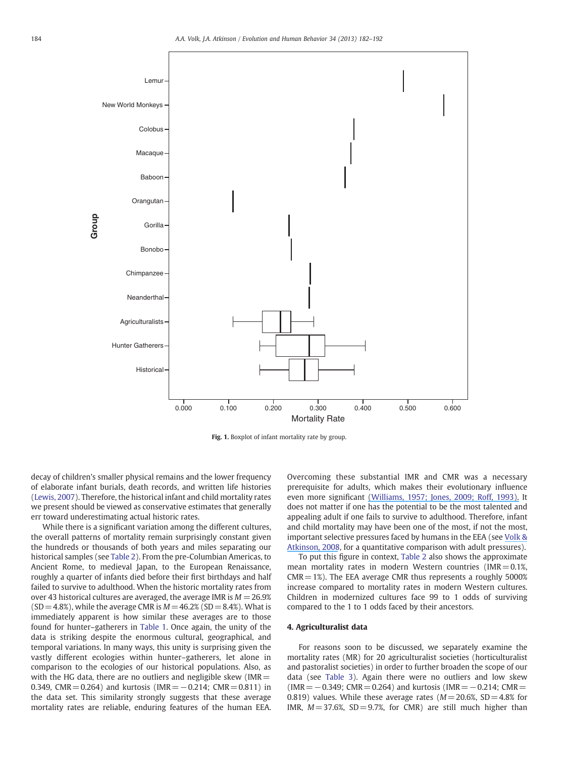Fig. 1. Boxplot of infant mortality rate by group.

decay of children's smaller physical remains and the lower frequency of elaborate infant burials, death records, and written life histories (Lewis, 2007). Therefore, the historical infant and child mortality rates we present should be viewed as conservative estimates that generally err toward underestimating actual historic rates.

While there is a significant variation among the different cultures, the overall patterns of mortality remain surprisingly constant given the hundreds or thousands of both years and miles separating our historical samples (see Table 2). From the pre-Columbian Americas, to Ancient Rome, to medieval Japan, to the European Renaissance, roughly a quarter of infants died before their first birthdays and half failed to survive to adulthood. When the historic mortality rates from over 43 historical cultures are averaged, the average IMR is $M = 26.9\%$ ($SD = 4.8\%$), while the average CMR is $M = 46.2\%$ ($SD = 8.4\%$). What is immediately apparent is how similar these averages are to those found for hunter–gatherers in Table 1. Once again, the unity of the data is striking despite the enormous cultural, geographical, and temporal variations. In many ways, this unity is surprising given the vastly different ecologies within hunter–gatherers, let alone in comparison to the ecologies of our historical populations. Also, as with the HG data, there are no outliers and negligible skew (IMR = 0.349, CMR = 0.264) and kurtosis (IMR = −0.214; CMR = 0.811) in the data set. This similarity strongly suggests that these average mortality rates are reliable, enduring features of the human EEA. Overcoming these substantial IMR and CMR was a necessary prerequisite for adults, which makes their evolutionary influence even more significant (Williams, 1957; Jones, 2009; Roff, 1993). It does not matter if one has the potential to be the most talented and appealing adult if one fails to survive to adulthood. Therefore, infant and child mortality may have been one of the most, if not the most, important selective pressures faced by humans in the EEA (see Volk & Atkinson, 2008, for a quantitative comparison with adult pressures).

To put this figure in context, Table 2 also shows the approximate mean mortality rates in modern Western countries (IMR = 0.1%, CMR = 1%). The EEA average CMR thus represents a roughly 5000% increase compared to mortality rates in modern Western cultures. Children in modernized cultures face 99 to 1 odds of surviving compared to the 1 to 1 odds faced by their ancestors.

## 4. Agriculturalist data

For reasons soon to be discussed, we separately examine the mortality rates (MR) for 20 agriculturalist societies (horticulturalist and pastoralist societies) in order to further broaden the scope of our data (see Table 3). Again there were no outliers and low skew (IMR = −0.349; CMR = 0.264) and kurtosis (IMR = −0.214; CMR = 0.819) values. While these average rates ($M = 20.6\%$, $SD = 4.8\%$ for IMR, $M = 37.6\%$, $SD = 9.7\%$, for CMR) are still much higher than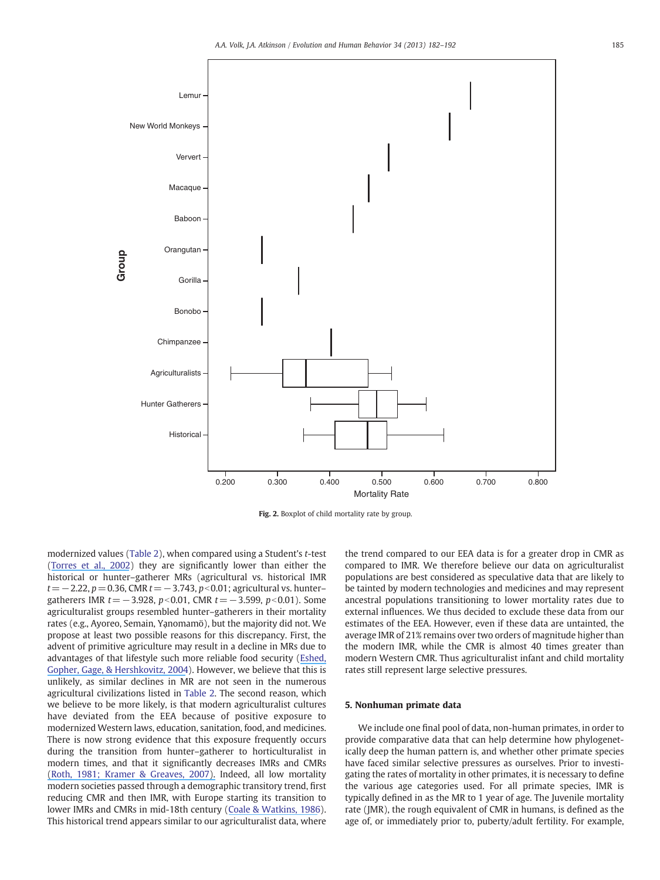Fig. 2. Boxplot of child mortality rate by group.

modernized values (Table 2), when compared using a Student's *t*-test (Torres et al., 2002) they are significantly lower than either the historical or hunter–gatherer MRs (agricultural vs. historical IMR $t = -2.22$, $p = 0.36$, CMR $t = -3.743$, $p < 0.01$; agricultural vs. hunter–gatherers IMR $t = -3.928$, $p < 0.01$, CMR $t = -3.599$, $p < 0.01$). Some agriculturalist groups resembled hunter–gatherers in their mortality rates (e.g., Ayoreo, Semain, Yąnomamö), but the majority did not. We propose at least two possible reasons for this discrepancy. First, the advent of primitive agriculture may result in a decline in MRs due to advantages of that lifestyle such more reliable food security (Eshed, Gopher, Gage, & Hershkovitz, 2004). However, we believe that this is unlikely, as similar declines in MR are not seen in the numerous agricultural civilizations listed in Table 2. The second reason, which we believe to be more likely, is that modern agriculturalist cultures have deviated from the EEA because of positive exposure to modernized Western laws, education, sanitation, food, and medicines. There is now strong evidence that this exposure frequently occurs during the transition from hunter–gatherer to horticulturalist in modern times, and that it significantly decreases IMRs and CMRs (Roth, 1981; Kramer & Greaves, 2007). Indeed, all low mortality modern societies passed through a demographic transitory trend, first reducing CMR and then IMR, with Europe starting its transition to lower IMRs and CMRs in mid-18th century (Coale & Watkins, 1986). This historical trend appears similar to our agriculturalist data, where the trend compared to our EEA data is for a greater drop in CMR as compared to IMR. We therefore believe our data on agriculturalist populations are best considered as speculative data that are likely to be tainted by modern technologies and medicines and may represent ancestral populations transitioning to lower mortality rates due to external influences. We thus decided to exclude these data from our estimates of the EEA. However, even if these data are untainted, the average IMR of 21% remains over two orders of magnitude higher than the modern IMR, while the CMR is almost 40 times greater than modern Western CMR. Thus agriculturalist infant and child mortality rates still represent large selective pressures.

## 5. Nonhuman primate data

We include one final pool of data, non-human primates, in order to provide comparative data that can help determine how phylogenetically deep the human pattern is, and whether other primate species have faced similar selective pressures as ourselves. Prior to investigating the rates of mortality in other primates, it is necessary to define the various age categories used. For all primate species, IMR is typically defined in as the MR to 1 year of age. The Juvenile mortality rate (JMR), the rough equivalent of CMR in humans, is defined as the age of, or immediately prior to, puberty/adult fertility. For example,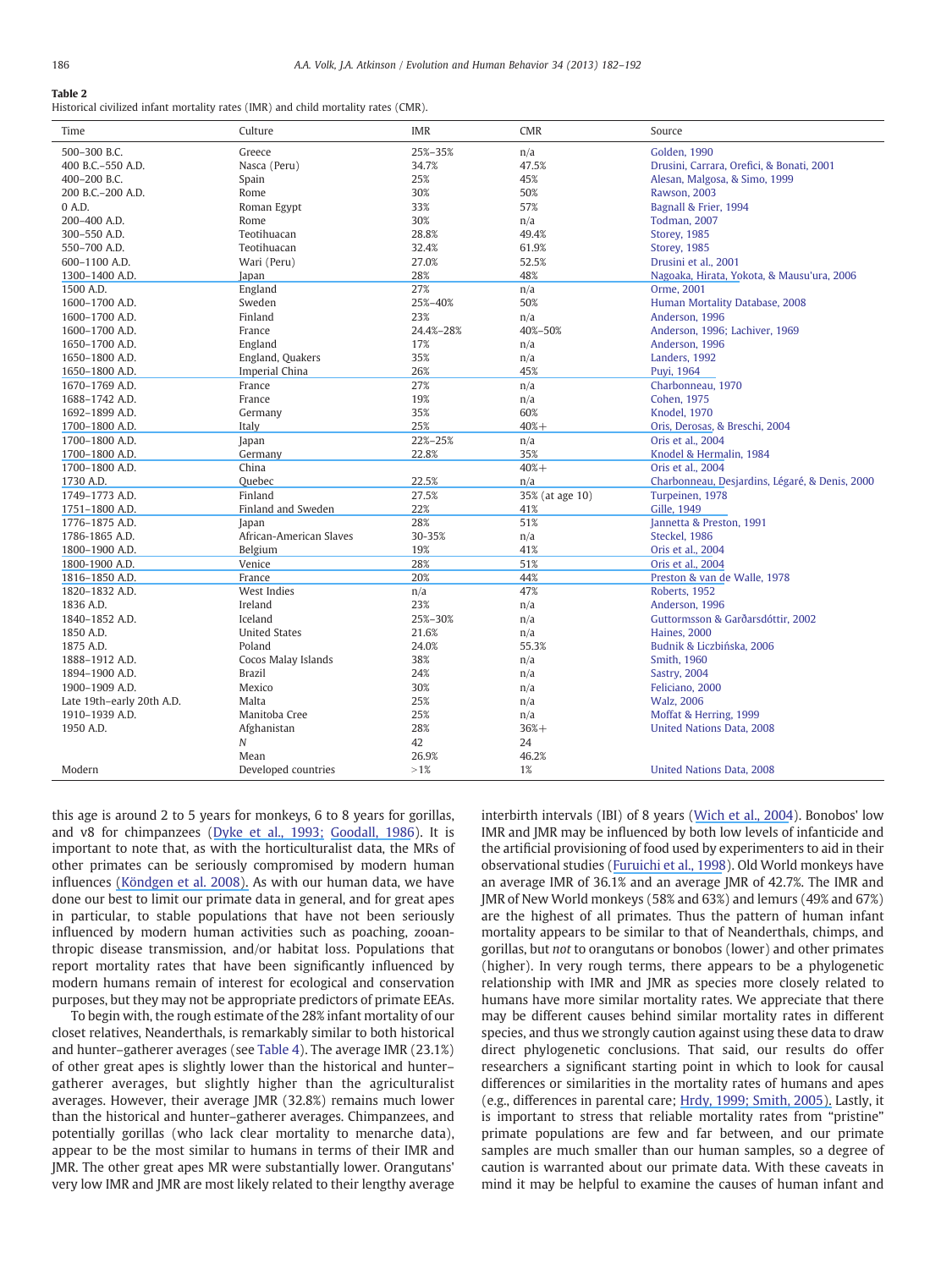**Table 2**
Historical civilized infant mortality rates (IMR) and child mortality rates (CMR).

| Time | Culture | IMR | CMR | Source |
|---|---|---|---|---|
| 500–300 B.C. | Greece | 25%–35% | n/a | Golden, 1990 |
| 400 B.C.–550 A.D. | Nasca (Peru) | 34.7% | 47.5% | Drusini, Carrara, Orefici, & Bonati, 2001 |
| 400–200 B.C. | Spain | 25% | 45% | Alesan, Malgosa, & Simo, 1999 |
| 200 B.C.–200 A.D. | Rome | 30% | 50% | Rawson, 2003 |
| 0 A.D. | Roman Egypt | 33% | 57% | Bagnall & Frier, 1994 |
| 200–400 A.D. | Rome | 30% | n/a | Todman, 2007 |
| 300–550 A.D. | Teotihuacan | 28.8% | 49.4% | Storey, 1985 |
| 550–700 A.D. | Teotihuacan | 32.4% | 61.9% | Storey, 1985 |
| 600–1100 A.D. | Wari (Peru) | 27.0% | 52.5% | Drusini et al., 2001 |
| 1300–1400 A.D. | Japan | 28% | 48% | Nagoaka, Hirata, Yokota, & Mausu'ura, 2006 |
| 1500 A.D. | England | 27% | n/a | Orme, 2001 |
| 1600–1700 A.D. | Sweden | 25%–40% | 50% | Human Mortality Database, 2008 |
| 1600–1700 A.D. | Finland | 23% | n/a | Anderson, 1996 |
| 1600–1700 A.D. | France | 24.4%–28% | 40%–50% | Anderson, 1996; Lachiver, 1969 |
| 1650–1700 A.D. | England | 17% | n/a | Anderson, 1996 |
| 1650–1800 A.D. | England, Quakers | 35% | n/a | Landers, 1992 |
| 1650–1800 A.D. | Imperial China | 26% | 45% | Puyi, 1964 |
| 1670–1769 A.D. | France | 27% | n/a | Charbonneau, 1970 |
| 1688–1742 A.D. | France | 19% | n/a | Cohen, 1975 |
| 1692–1899 A.D. | Germany | 35% | 60% | Knodel, 1970 |
| 1700–1800 A.D. | Italy | 25% | 40%+ | Oris, Derosas, & Breschi, 2004 |
| 1700–1800 A.D. | Japan | 22%–25% | n/a | Oris et al., 2004 |
| 1700–1800 A.D. | Germany | 22.8% | 35% | Knodel & Hermalin, 1984 |
| 1700–1800 A.D. | China | | 40%+ | Oris et al., 2004 |
| 1730 A.D. | Quebec | 22.5% | n/a | Charbonneau, Desjardins, Légaré, & Denis, 2000 |
| 1749–1773 A.D. | Finland | 27.5% | 35% (at age 10) | Turpeinen, 1978 |
| 1751–1800 A.D. | Finland and Sweden | 22% | 41% | Gille, 1949 |
| 1776–1875 A.D. | Japan | 28% | 51% | Jannetta & Preston, 1991 |
| 1786-1865 A.D. | African-American Slaves | 30-35% | n/a | Steckel, 1986 |
| 1800–1900 A.D. | Belgium | 19% | 41% | Oris et al., 2004 |
| 1800–1900 A.D. | Venice | 28% | 51% | Oris et al., 2004 |
| 1816–1850 A.D. | France | 20% | 44% | Preston & van de Walle, 1978 |
| 1820–1832 A.D. | West Indies | n/a | 47% | Roberts, 1952 |
| 1836 A.D. | Ireland | 23% | n/a | Anderson, 1996 |
| 1840–1852 A.D. | Iceland | 25%–30% | n/a | Guttormsson & Garðarsdóttir, 2002 |
| 1850 A.D. | United States | 21.6% | n/a | Haines, 2000 |
| 1875 A.D. | Poland | 24.0% | 55.3% | Budnik & Liczbińska, 2006 |
| 1888–1912 A.D. | Cocos Malay Islands | 38% | n/a | Smith, 1960 |
| 1894–1900 A.D. | Brazil | 24% | n/a | Sastry, 2004 |
| 1900–1909 A.D. | Mexico | 30% | n/a | Feliciano, 2000 |
| Late 19th–early 20th A.D. | Malta | 25% | n/a | Walz, 2006 |
| 1910–1939 A.D. | Manitoba Cree | 25% | n/a | Moffat & Herring, 1999 |
| 1950 A.D. | Afghanistan | 28% | 36%+ | United Nations Data, 2008 |
| | *N* | 42 | 24 | |
| | Mean | 26.9% | 46.2% | |
| Modern | Developed countries | >1% | 1% | United Nations Data, 2008 |

this age is around 2 to 5 years for monkeys, 6 to 8 years for gorillas, and v8 for chimpanzees (Dyke et al., 1993; Goodall, 1986). It is important to note that, as with the horticulturalist data, the MRs of other primates can be seriously compromised by modern human influences (Köndgen et al. 2008). As with our human data, we have done our best to limit our primate data in general, and for great apes in particular, to stable populations that have not been seriously influenced by modern human activities such as poaching, zooanthropic disease transmission, and/or habitat loss. Populations that report mortality rates that have been significantly influenced by modern humans remain of interest for ecological and conservation purposes, but they may not be appropriate predictors of primate EEAs.

To begin with, the rough estimate of the 28% infant mortality of our closet relatives, Neanderthals, is remarkably similar to both historical and hunter–gatherer averages (see Table 4). The average IMR (23.1%) of other great apes is slightly lower than the historical and hunter–gatherer averages, but slightly higher than the agriculturalist averages. However, their average JMR (32.8%) remains much lower than the historical and hunter–gatherer averages. Chimpanzees, and potentially gorillas (who lack clear mortality to menarche data), appear to be the most similar to humans in terms of their IMR and JMR. The other great apes MR were substantially lower. Orangutans' very low IMR and JMR are most likely related to their lengthy average interbirth intervals (IBI) of 8 years (Wich et al., 2004). Bonobos' low IMR and JMR may be influenced by both low levels of infanticide and the artificial provisioning of food used by experimenters to aid in their observational studies (Furuichi et al., 1998). Old World monkeys have an average IMR of 36.1% and an average JMR of 42.7%. The IMR and JMR of New World monkeys (58% and 63%) and lemurs (49% and 67%) are the highest of all primates. Thus the pattern of human infant mortality appears to be similar to that of Neanderthals, chimps, and gorillas, but *not* to orangutans or bonobos (lower) and other primates (higher). In very rough terms, there appears to be a phylogenetic relationship with IMR and JMR as species more closely related to humans have more similar mortality rates. We appreciate that there may be different causes behind similar mortality rates in different species, and thus we strongly caution against using these data to draw direct phylogenetic conclusions. That said, our results do offer researchers a significant starting point in which to look for causal differences or similarities in the mortality rates of humans and apes (e.g., differences in parental care; Hrdy, 1999; Smith, 2005). Lastly, it is important to stress that reliable mortality rates from "pristine" primate populations are few and far between, and our primate samples are much smaller than our human samples, so a degree of caution is warranted about our primate data. With these caveats in mind it may be helpful to examine the causes of human infant and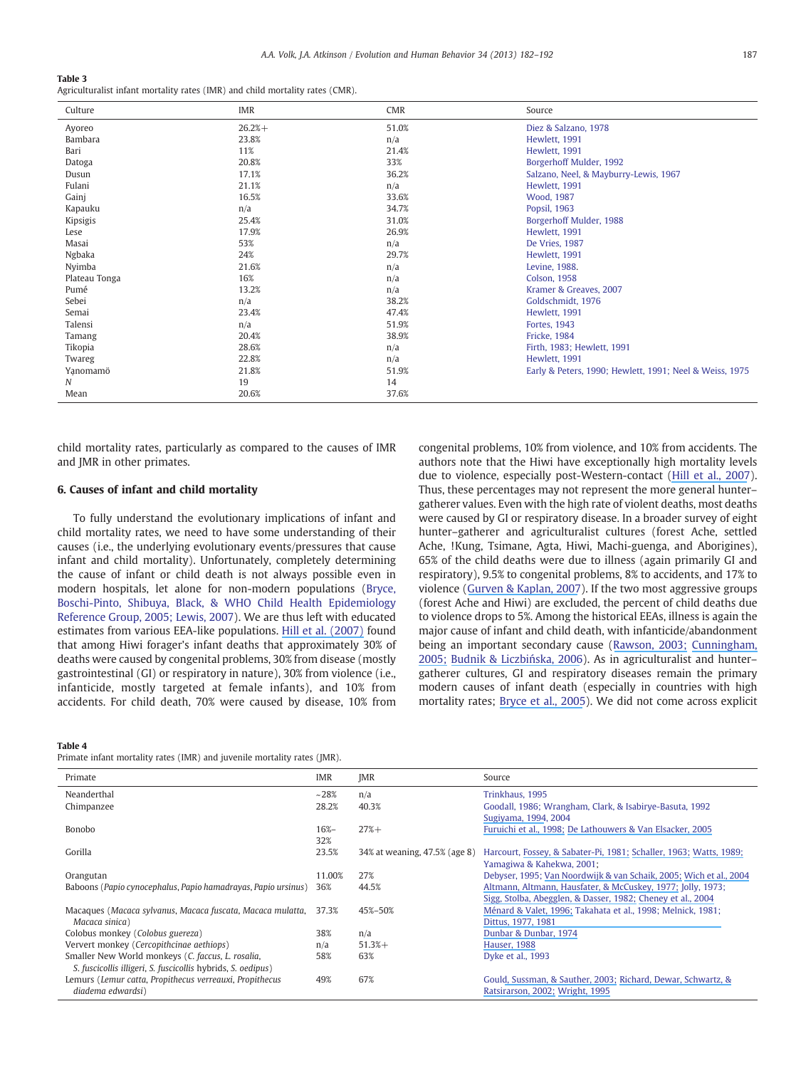**Table 3**
Agriculturalist infant mortality rates (IMR) and child mortality rates (CMR).

| Culture | IMR | CMR | Source |
|---|---|---|---|
| Ayoreo | 26.2%+ | 51.0% | Diez & Salzano, 1978 |
| Bambara | 23.8% | n/a | Hewlett, 1991 |
| Bari | 11% | 21.4% | Hewlett, 1991 |
| Datoga | 20.8% | 33% | Borgerhoff Mulder, 1992 |
| Dusun | 17.1% | 36.2% | Salzano, Neel, & Mayburry-Lewis, 1967 |
| Fulani | 21.1% | n/a | Hewlett, 1991 |
| Gainj | 16.5% | 33.6% | Wood, 1987 |
| Kapauku | n/a | 34.7% | Popsil, 1963 |
| Kipsigis | 25.4% | 31.0% | Borgerhoff Mulder, 1988 |
| Lese | 17.9% | 26.9% | Hewlett, 1991 |
| Masai | 53% | n/a | De Vries, 1987 |
| Ngbaka | 24% | 29.7% | Hewlett, 1991 |
| Nyimba | 21.6% | n/a | Levine, 1988. |
| Plateau Tonga | 16% | n/a | Colson, 1958 |
| Pumé | 13.2% | n/a | Kramer & Greaves, 2007 |
| Sebei | n/a | 38.2% | Goldschmidt, 1976 |
| Semai | 23.4% | 47.4% | Hewlett, 1991 |
| Talensi | n/a | 51.9% | Fortes, 1943 |
| Tamang | 20.4% | 38.9% | Fricke, 1984 |
| Tikopia | 28.6% | n/a | Firth, 1983; Hewlett, 1991 |
| Twareg | 22.8% | n/a | Hewlett, 1991 |
| Yąnomamö | 21.8% | 51.9% | Early & Peters, 1990; Hewlett, 1991; Neel & Weiss, 1975 |
| *N* | 19 | 14 | |
| Mean | 20.6% | 37.6% | |

child mortality rates, particularly as compared to the causes of IMR and JMR in other primates.

## 6. Causes of infant and child mortality

To fully understand the evolutionary implications of infant and child mortality rates, we need to have some understanding of their causes (i.e., the underlying evolutionary events/pressures that cause infant and child mortality). Unfortunately, completely determining the cause of infant or child death is not always possible even in modern hospitals, let alone for non-modern populations (Bryce, Boschi-Pinto, Shibuya, Black, & WHO Child Health Epidemiology Reference Group, 2005; Lewis, 2007). We are thus left with educated estimates from various EEA-like populations. Hill et al. (2007) found that among Hiwi forager's infant deaths that approximately 30% of deaths were caused by congenital problems, 30% from disease (mostly gastrointestinal (GI) or respiratory in nature), 30% from violence (i.e., infanticide, mostly targeted at female infants), and 10% from accidents. For child death, 70% were caused by disease, 10% from congenital problems, 10% from violence, and 10% from accidents. The authors note that the Hiwi have exceptionally high mortality levels due to violence, especially post-Western-contact (Hill et al., 2007). Thus, these percentages may not represent the more general hunter–gatherer values. Even with the high rate of violent deaths, most deaths were caused by GI or respiratory disease. In a broader survey of eight hunter–gatherer and agriculturalist cultures (forest Ache, settled Ache, !Kung, Tsimane, Agta, Hiwi, Machi-guenga, and Aborigines), 65% of the child deaths were due to illness (again primarily GI and respiratory), 9.5% to congenital problems, 8% to accidents, and 17% to violence (Gurven & Kaplan, 2007). If the two most aggressive groups (forest Ache and Hiwi) are excluded, the percent of child deaths due to violence drops to 5%. Among the historical EEAs, illness is again the major cause of infant and child death, with infanticide/abandonment being an important secondary cause (Rawson, 2003; Cunningham, 2005; Budnik & Liczbińska, 2006). As in agriculturalist and hunter–gatherer cultures, GI and respiratory diseases remain the primary modern causes of infant death (especially in countries with high mortality rates; Bryce et al., 2005). We did not come across explicit

**Table 4**
Primate infant mortality rates (IMR) and juvenile mortality rates (JMR).

| Primate | IMR | JMR | Source |
|---|---|---|---|
| Neanderthal | ~28% | n/a | Trinkhaus, 1995 |
| Chimpanzee | 28.2% | 40.3% | Goodall, 1986; Wrangham, Clark, & Isabirye-Basuta, 1992 Sugiyama, 1994, 2004 |
| Bonobo | 16%–32% | 27%+ | Furuichi et al., 1998; De Lathouwers & Van Elsacker, 2005 |
| Gorilla | 23.5% | 34% at weaning, 47.5% (age 8) | Harcourt, Fossey, & Sabater-Pi, 1981; Schaller, 1963; Watts, 1989; Yamagiwa & Kahekwa, 2001; |
| Orangutan | 11.00% | 27% | Debyser, 1995; Van Noordwijk & van Schaik, 2005; Wich et al., 2004 |
| Baboons (*Papio cynocephalus*, *Papio hamadryas*, *Papio ursinus*) | 36% | 44.5% | Altmann, Altmann, Hausfater, & McCuskey, 1977; Jolly, 1973; Sigg, Stolba, Abegglen, & Dasser, 1982; Cheney et al., 2004 |
| Macaques (*Macaca sylvanus*, *Macaca fuscata*, *Macaca mulatta*, *Macaca sinica*) | 37.3% | 45%–50% | Ménard & Valet, 1996; Takahata et al., 1998; Melnick, 1981; Dittus, 1977, 1981 |
| Colobus monkey (*Colobus guereza*) | 38% | n/a | Dunbar & Dunbar, 1974 |
| Ververt monkey (*Cercopithcinae aethiops*) | n/a | 51.3%+ | Hauser, 1988 |
| Smaller New World monkeys (*C. faccus*, *L. rosalia*, *S. fuscicollis illigeri*, *S. fuscicollis* hybrids, *S. oedipus*) | 58% | 63% | Dyke et al., 1993 |
| Lemurs (*Lemur catta*, *Propithecus verreauxi*, *Propithecus diadema edwardsi*) | 49% | 67% | Gould, Sussman, & Sauther, 2003; Richard, Dewar, Schwartz, & Ratsirarson, 2002; Wright, 1995 |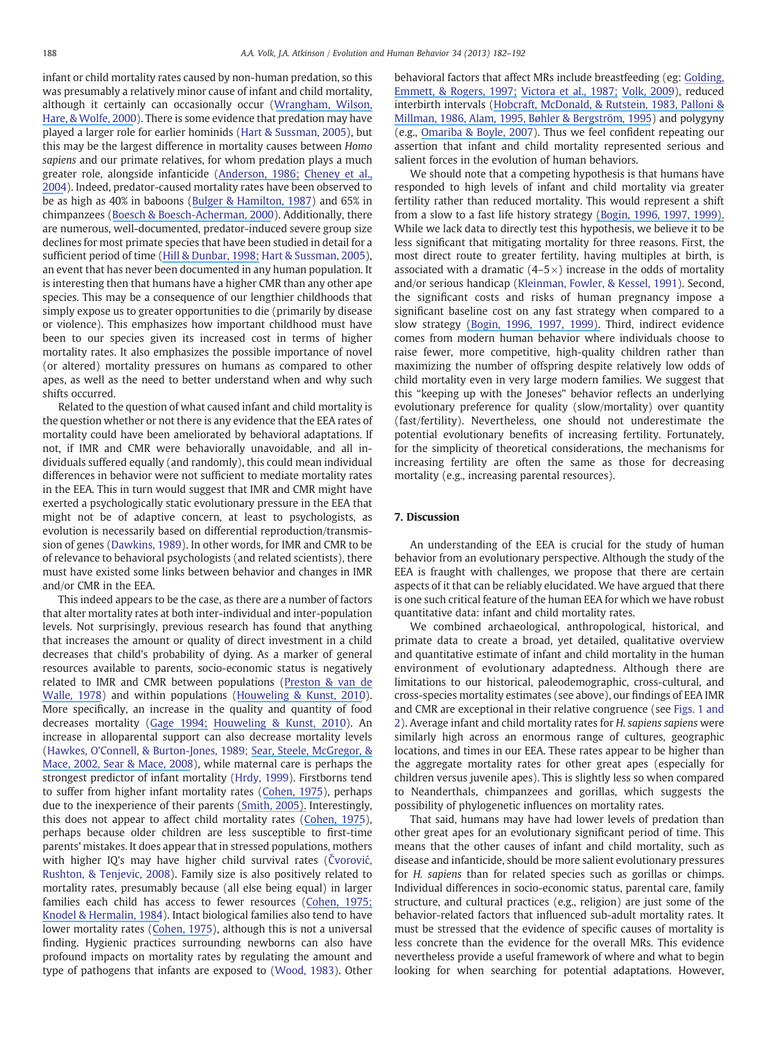infant or child mortality rates caused by non-human predation, so this was presumably a relatively minor cause of infant and child mortality, although it certainly can occasionally occur (Wrangham, Wilson, Hare, & Wolfe, 2000). There is some evidence that predation may have played a larger role for earlier hominids (Hart & Sussman, 2005), but this may be the largest difference in mortality causes between *Homo sapiens* and our primate relatives, for whom predation plays a much greater role, alongside infanticide (Anderson, 1986; Cheney et al., 2004). Indeed, predator-caused mortality rates have been observed to be as high as 40% in baboons (Bulger & Hamilton, 1987) and 65% in chimpanzees (Boesch & Boesch-Acherman, 2000). Additionally, there are numerous, well-documented, predator-induced severe group size declines for most primate species that have been studied in detail for a sufficient period of time (Hill & Dunbar, 1998; Hart & Sussman, 2005), an event that has never been documented in any human population. It is interesting then that humans have a higher CMR than any other ape species. This may be a consequence of our lengthier childhoods that simply expose us to greater opportunities to die (primarily by disease or violence). This emphasizes how important childhood must have been to our species given its increased cost in terms of higher mortality rates. It also emphasizes the possible importance of novel (or altered) mortality pressures on humans as compared to other apes, as well as the need to better understand when and why such shifts occurred.

Related to the question of what caused infant and child mortality is the question whether or not there is any evidence that the EEA rates of mortality could have been ameliorated by behavioral adaptations. If not, if IMR and CMR were behaviorally unavoidable, and all individuals suffered equally (and randomly), this could mean individual differences in behavior were not sufficient to mediate mortality rates in the EEA. This in turn would suggest that IMR and CMR might have exerted a psychologically static evolutionary pressure in the EEA that might not be of adaptive concern, at least to psychologists, as evolution is necessarily based on differential reproduction/transmission of genes (Dawkins, 1989). In other words, for IMR and CMR to be of relevance to behavioral psychologists (and related scientists), there must have existed some links between behavior and changes in IMR and/or CMR in the EEA.

This indeed appears to be the case, as there are a number of factors that alter mortality rates at both inter-individual and inter-population levels. Not surprisingly, previous research has found that anything that increases the amount or quality of direct investment in a child decreases that child's probability of dying. As a marker of general resources available to parents, socio-economic status is negatively related to IMR and CMR between populations (Preston & van de Walle, 1978) and within populations (Houweling & Kunst, 2010). More specifically, an increase in the quality and quantity of food decreases mortality (Gage 1994; Houweling & Kunst, 2010). An increase in alloparental support can also decrease mortality levels (Hawkes, O'Connell, & Burton-Jones, 1989; Sear, Steele, McGregor, & Mace, 2002, Sear & Mace, 2008), while maternal care is perhaps the strongest predictor of infant mortality (Hrdy, 1999). Firstborns tend to suffer from higher infant mortality rates (Cohen, 1975), perhaps due to the inexperience of their parents (Smith, 2005). Interestingly, this does not appear to affect child mortality rates (Cohen, 1975), perhaps because older children are less susceptible to first-time parents' mistakes. It does appear that in stressed populations, mothers with higher IQ's may have higher child survival rates (Čvorović, Rushton, & Tenjevic, 2008). Family size is also positively related to mortality rates, presumably because (all else being equal) in larger families each child has access to fewer resources (Cohen, 1975; Knodel & Hermalin, 1984). Intact biological families also tend to have lower mortality rates (Cohen, 1975), although this is not a universal finding. Hygienic practices surrounding newborns can also have profound impacts on mortality rates by regulating the amount and type of pathogens that infants are exposed to (Wood, 1983). Other behavioral factors that affect MRs include breastfeeding (eg: Golding, Emmett, & Rogers, 1997; Victora et al., 1987; Volk, 2009), reduced interbirth intervals (Hobcraft, McDonald, & Rutstein, 1983, Palloni & Millman, 1986, Alam, 1995, Bøhler & Bergström, 1995) and polygyny (e.g., Omariba & Boyle, 2007). Thus we feel confident repeating our assertion that infant and child mortality represented serious and salient forces in the evolution of human behaviors.

We should note that a competing hypothesis is that humans have responded to high levels of infant and child mortality via greater fertility rather than reduced mortality. This would represent a shift from a slow to a fast life history strategy (Bogin, 1996, 1997, 1999). While we lack data to directly test this hypothesis, we believe it to be less significant that mitigating mortality for three reasons. First, the most direct route to greater fertility, having multiples at birth, is associated with a dramatic (4–5×) increase in the odds of mortality and/or serious handicap (Kleinman, Fowler, & Kessel, 1991). Second, the significant costs and risks of human pregnancy impose a significant baseline cost on any fast strategy when compared to a slow strategy (Bogin, 1996, 1997, 1999). Third, indirect evidence comes from modern human behavior where individuals choose to raise fewer, more competitive, high-quality children rather than maximizing the number of offspring despite relatively low odds of child mortality even in very large modern families. We suggest that this "keeping up with the Joneses" behavior reflects an underlying evolutionary preference for quality (slow/mortality) over quantity (fast/fertility). Nevertheless, one should not underestimate the potential evolutionary benefits of increasing fertility. Fortunately, for the simplicity of theoretical considerations, the mechanisms for increasing fertility are often the same as those for decreasing mortality (e.g., increasing parental resources).

## 7. Discussion

An understanding of the EEA is crucial for the study of human behavior from an evolutionary perspective. Although the study of the EEA is fraught with challenges, we propose that there are certain aspects of it that can be reliably elucidated. We have argued that there is one such critical feature of the human EEA for which we have robust quantitative data: infant and child mortality rates.

We combined archaeological, anthropological, historical, and primate data to create a broad, yet detailed, qualitative overview and quantitative estimate of infant and child mortality in the human environment of evolutionary adaptedness. Although there are limitations to our historical, paleodemographic, cross-cultural, and cross-species mortality estimates (see above), our findings of EEA IMR and CMR are exceptional in their relative congruence (see Figs. 1 and 2). Average infant and child mortality rates for *H. sapiens sapiens* were similarly high across an enormous range of cultures, geographic locations, and times in our EEA. These rates appear to be higher than the aggregate mortality rates for other great apes (especially for children versus juvenile apes). This is slightly less so when compared to Neanderthals, chimpanzees and gorillas, which suggests the possibility of phylogenetic influences on mortality rates.

That said, humans may have had lower levels of predation than other great apes for an evolutionary significant period of time. This means that the other causes of infant and child mortality, such as disease and infanticide, should be more salient evolutionary pressures for *H. sapiens* than for related species such as gorillas or chimps. Individual differences in socio-economic status, parental care, family structure, and cultural practices (e.g., religion) are just some of the behavior-related factors that influenced sub-adult mortality rates. It must be stressed that the evidence of specific causes of mortality is less concrete than the evidence for the overall MRs. This evidence nevertheless provide a useful framework of where and what to begin looking for when searching for potential adaptations. However,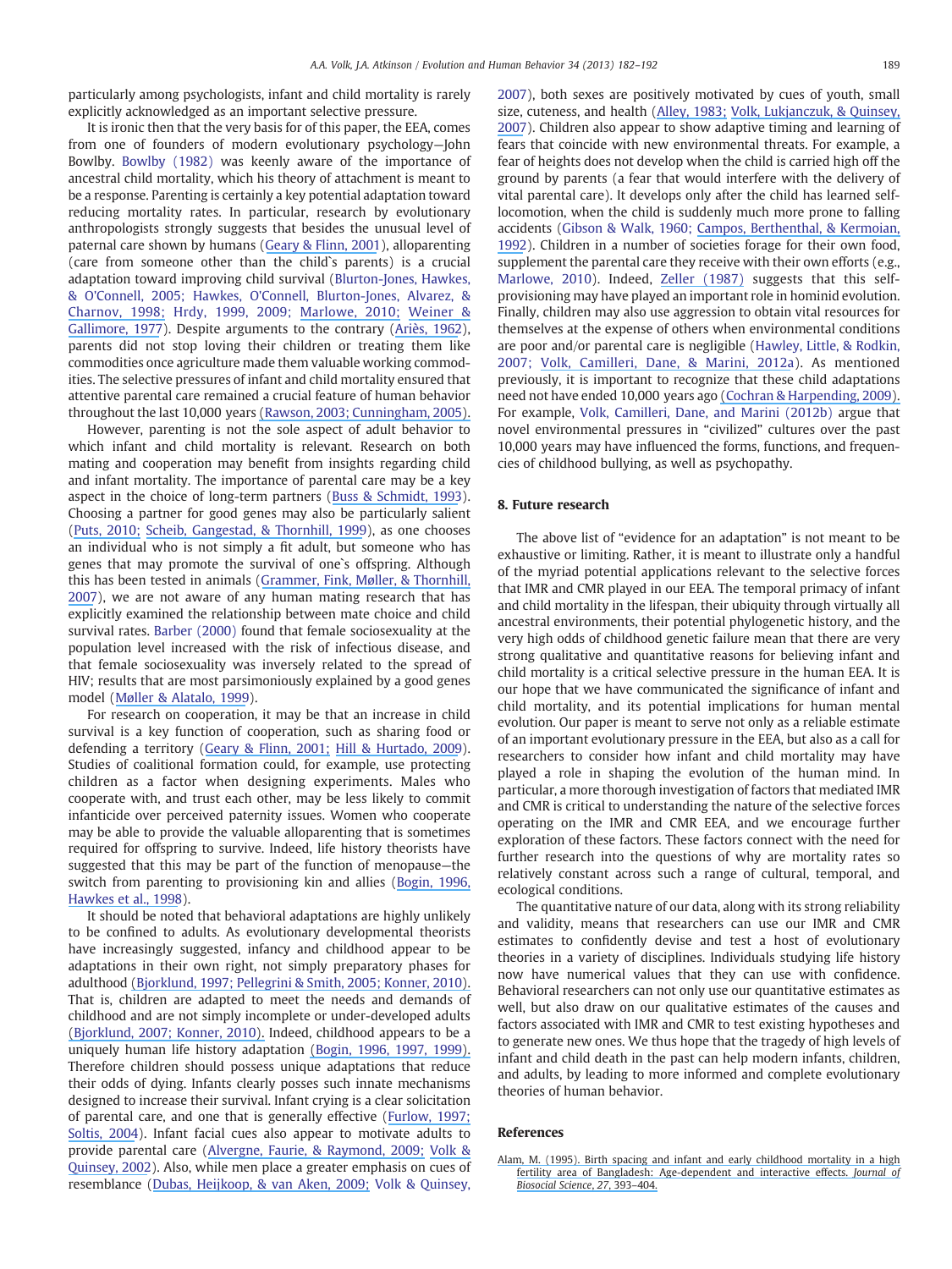particularly among psychologists, infant and child mortality is rarely explicitly acknowledged as an important selective pressure.

It is ironic then that the very basis for of this paper, the EEA, comes from one of founders of modern evolutionary psychology—John Bowlby. Bowlby (1982) was keenly aware of the importance of ancestral child mortality, which his theory of attachment is meant to be a response. Parenting is certainly a key potential adaptation toward reducing mortality rates. In particular, research by evolutionary anthropologists strongly suggests that besides the unusual level of paternal care shown by humans (Geary & Flinn, 2001), alloparenting (care from someone other than the child`s parents) is a crucial adaptation toward improving child survival (Blurton-Jones, Hawkes, & O'Connell, 2005; Hawkes, O'Connell, Blurton-Jones, Alvarez, & Charnov, 1998; Hrdy, 1999, 2009; Marlowe, 2010; Weiner & Gallimore, 1977). Despite arguments to the contrary (Ariès, 1962), parents did not stop loving their children or treating them like commodities once agriculture made them valuable working commodities. The selective pressures of infant and child mortality ensured that attentive parental care remained a crucial feature of human behavior throughout the last 10,000 years (Rawson, 2003; Cunningham, 2005).

However, parenting is not the sole aspect of adult behavior to which infant and child mortality is relevant. Research on both mating and cooperation may benefit from insights regarding child and infant mortality. The importance of parental care may be a key aspect in the choice of long-term partners (Buss & Schmidt, 1993). Choosing a partner for good genes may also be particularly salient (Puts, 2010; Scheib, Gangestad, & Thornhill, 1999), as one chooses an individual who is not simply a fit adult, but someone who has genes that may promote the survival of one`s offspring. Although this has been tested in animals (Grammer, Fink, Møller, & Thornhill, 2007), we are not aware of any human mating research that has explicitly examined the relationship between mate choice and child survival rates. Barber (2000) found that female sociosexuality at the population level increased with the risk of infectious disease, and that female sociosexuality was inversely related to the spread of HIV; results that are most parsimoniously explained by a good genes model (Møller & Alatalo, 1999).

For research on cooperation, it may be that an increase in child survival is a key function of cooperation, such as sharing food or defending a territory (Geary & Flinn, 2001; Hill & Hurtado, 2009). Studies of coalitional formation could, for example, use protecting children as a factor when designing experiments. Males who cooperate with, and trust each other, may be less likely to commit infanticide over perceived paternity issues. Women who cooperate may be able to provide the valuable alloparenting that is sometimes required for offspring to survive. Indeed, life history theorists have suggested that this may be part of the function of menopause—the switch from parenting to provisioning kin and allies (Bogin, 1996, Hawkes et al., 1998).

It should be noted that behavioral adaptations are highly unlikely to be confined to adults. As evolutionary developmental theorists have increasingly suggested, infancy and childhood appear to be adaptations in their own right, not simply preparatory phases for adulthood (Bjorklund, 1997; Pellegrini & Smith, 2005; Konner, 2010). That is, children are adapted to meet the needs and demands of childhood and are not simply incomplete or under-developed adults (Bjorklund, 2007; Konner, 2010). Indeed, childhood appears to be a uniquely human life history adaptation (Bogin, 1996, 1997, 1999). Therefore children should possess unique adaptations that reduce their odds of dying. Infants clearly posses such innate mechanisms designed to increase their survival. Infant crying is a clear solicitation of parental care, and one that is generally effective (Furlow, 1997; Soltis, 2004). Infant facial cues also appear to motivate adults to provide parental care (Alvergne, Faurie, & Raymond, 2009; Volk & Quinsey, 2002). Also, while men place a greater emphasis on cues of resemblance (Dubas, Heijkoop, & van Aken, 2009; Volk & Quinsey, 2007), both sexes are positively motivated by cues of youth, small size, cuteness, and health (Alley, 1983; Volk, Lukjanczuk, & Quinsey, 2007). Children also appear to show adaptive timing and learning of fears that coincide with new environmental threats. For example, a fear of heights does not develop when the child is carried high off the ground by parents (a fear that would interfere with the delivery of vital parental care). It develops only after the child has learned self-locomotion, when the child is suddenly much more prone to falling accidents (Gibson & Walk, 1960; Campos, Berthenthal, & Kermoian, 1992). Children in a number of societies forage for their own food, supplement the parental care they receive with their own efforts (e.g., Marlowe, 2010). Indeed, Zeller (1987) suggests that this self-provisioning may have played an important role in hominid evolution. Finally, children may also use aggression to obtain vital resources for themselves at the expense of others when environmental conditions are poor and/or parental care is negligible (Hawley, Little, & Rodkin, 2007; Volk, Camilleri, Dane, & Marini, 2012a). As mentioned previously, it is important to recognize that these child adaptations need not have ended 10,000 years ago (Cochran & Harpending, 2009). For example, Volk, Camilleri, Dane, and Marini (2012b) argue that novel environmental pressures in "civilized" cultures over the past 10,000 years may have influenced the forms, functions, and frequencies of childhood bullying, as well as psychopathy.

## 8. Future research

The above list of "evidence for an adaptation" is not meant to be exhaustive or limiting. Rather, it is meant to illustrate only a handful of the myriad potential applications relevant to the selective forces that IMR and CMR played in our EEA. The temporal primacy of infant and child mortality in the lifespan, their ubiquity through virtually all ancestral environments, their potential phylogenetic history, and the very high odds of childhood genetic failure mean that there are very strong qualitative and quantitative reasons for believing infant and child mortality is a critical selective pressure in the human EEA. It is our hope that we have communicated the significance of infant and child mortality, and its potential implications for human mental evolution. Our paper is meant to serve not only as a reliable estimate of an important evolutionary pressure in the EEA, but also as a call for researchers to consider how infant and child mortality may have played a role in shaping the evolution of the human mind. In particular, a more thorough investigation of factors that mediated IMR and CMR is critical to understanding the nature of the selective forces operating on the IMR and CMR EEA, and we encourage further exploration of these factors. These factors connect with the need for further research into the questions of why are mortality rates so relatively constant across such a range of cultural, temporal, and ecological conditions.

The quantitative nature of our data, along with its strong reliability and validity, means that researchers can use our IMR and CMR estimates to confidently devise and test a host of evolutionary theories in a variety of disciplines. Individuals studying life history now have numerical values that they can use with confidence. Behavioral researchers can not only use our quantitative estimates as well, but also draw on our qualitative estimates of the causes and factors associated with IMR and CMR to test existing hypotheses and to generate new ones. We thus hope that the tragedy of high levels of infant and child death in the past can help modern infants, children, and adults, by leading to more informed and complete evolutionary theories of human behavior.

## References

Alam, M. (1995). Birth spacing and infant and early childhood mortality in a high fertility area of Bangladesh: Age-dependent and interactive effects. *Journal of Biosocial Science*, *27*, 393–404.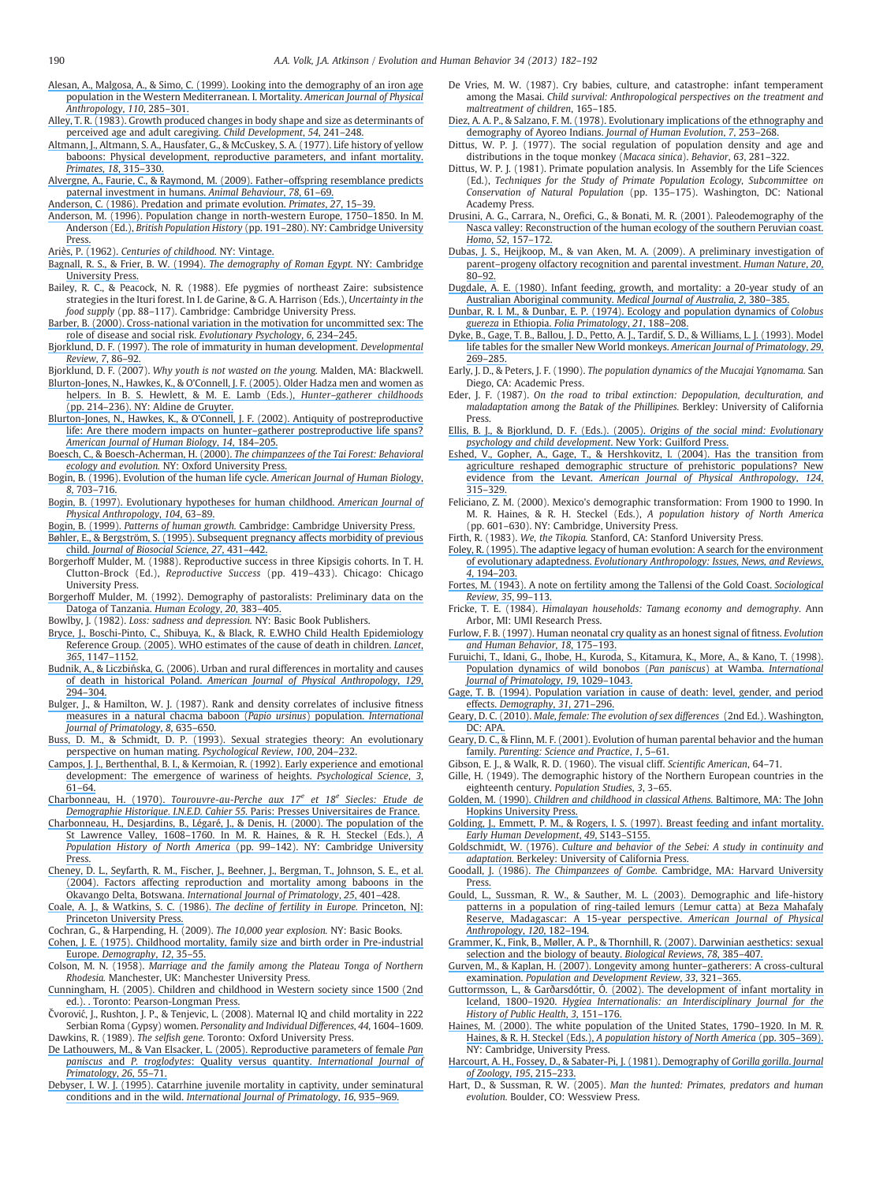Alesan, A., Malgosa, A., & Simo, C. (1999). Looking into the demography of an iron age population in the Western Mediterranean. I. Mortality. *American Journal of Physical Anthropology*, *110*, 285–301.

Alley, T. R. (1983). Growth produced changes in body shape and size as determinants of perceived age and adult caregiving. *Child Development*, *54*, 241–248.

Altmann, J., Altmann, S. A., Hausfater, G., & McCuskey, S. A. (1977). Life history of yellow baboons: Physical development, reproductive parameters, and infant mortality. *Primates*, *18*, 315–330.

Alvergne, A., Faurie, C., & Raymond, M. (2009). Father–offspring resemblance predicts paternal investment in humans. *Animal Behaviour*, *78*, 61–69.

Anderson, C. (1986). Predation and primate evolution. *Primates*, *27*, 15–39.

Anderson, M. (1996). Population change in north-western Europe, 1750–1850. In M. Anderson (Ed.), *British Population History* (pp. 191–280). NY: Cambridge University Press.

Ariès, P. (1962). *Centuries of childhood.* NY: Vintage.

Bagnall, R. S., & Frier, B. W. (1994). *The demography of Roman Egypt.* NY: Cambridge University Press.

Bailey, R. C., & Peacock, N. R. (1988). Efe pygmies of northeast Zaire: subsistence strategies in the Ituri forest. In I. de Garine, & G. A. Harrison (Eds.), *Uncertainty in the food supply* (pp. 88–117). Cambridge: Cambridge University Press.

Barber, N. (2000). Cross-national variation in the motivation for uncommitted sex: The role of disease and social risk. *Evolutionary Psychology*, *6*, 234–245.

Bjorklund, D. F. (1997). The role of immaturity in human development. *Developmental Review*, *7*, 86–92.

Bjorklund, D. F. (2007). *Why youth is not wasted on the young.* Malden, MA: Blackwell.

Blurton-Jones, N., Hawkes, K., & O'Connell, J. F. (2005). Older Hadza men and women as helpers. In B. S. Hewlett, & M. E. Lamb (Eds.), *Hunter–gatherer childhoods* (pp. 214–236). NY: Aldine de Gruyter.

Blurton-Jones, N., Hawkes, K., & O'Connell, J. F. (2002). Antiquity of postreproductive life: Are there modern impacts on hunter–gatherer postreproductive life spans? *American Journal of Human Biology*, *14*, 184–205.

Boesch, C., & Boesch-Acherman, H. (2000). *The chimpanzees of the Tai Forest: Behavioral ecology and evolution.* NY: Oxford University Press.

Bogin, B. (1996). Evolution of the human life cycle. *American Journal of Human Biology*, *8*, 703–716.

Bogin, B. (1997). Evolutionary hypotheses for human childhood. *American Journal of Physical Anthropology*, *104*, 63–89.

Bogin, B. (1999). *Patterns of human growth.* Cambridge: Cambridge University Press.

Bøhler, E., & Bergström, S. (1995). Subsequent pregnancy affects morbidity of previous child. *Journal of Biosocial Science*, *27*, 431–442.

Borgerhoff Mulder, M. (1988). Reproductive success in three Kipsigis cohorts. In T. H. Clutton-Brock (Ed.), *Reproductive Success* (pp. 419–433). Chicago: Chicago University Press.

Borgerhoff Mulder, M. (1992). Demography of pastoralists: Preliminary data on the Datoga of Tanzania. *Human Ecology*, *20*, 383–405.

Bowlby, J. (1982). *Loss: sadness and depression.* NY: Basic Book Publishers.

Bryce, J., Boschi-Pinto, C., Shibuya, K., & Black, R. E.WHO Child Health Epidemiology Reference Group. (2005). WHO estimates of the cause of death in children. *Lancet*, *365*, 1147–1152.

Budnik, A., & Liczbińska, G. (2006). Urban and rural differences in mortality and causes of death in historical Poland. *American Journal of Physical Anthropology*, *129*, 294–304.

Bulger, J., & Hamilton, W. J. (1987). Rank and density correlates of inclusive fitness measures in a natural chacma baboon (*Papio ursinus*) population. *International Journal of Primatology*, *8*, 635–650.

Buss, D. M., & Schmidt, D. P. (1993). Sexual strategies theory: An evolutionary perspective on human mating. *Psychological Review*, *100*, 204–232.

Campos, J. J., Berthenthal, B. I., & Kermoian, R. (1992). Early experience and emotional development: The emergence of wariness of heights. *Psychological Science*, *3*, 61–64.

Charbonneau, H. (1970). *Tourouvre-au-Perche aux 17e et 18e Siecles: Etude de Demographie Historique. I.N.E.D. Cahier 55.* Paris: Presses Universitaires de France.

Charbonneau, H., Desjardins, B., Légaré, J., & Denis, H. (2000). The population of the St Lawrence Valley, 1608–1760. In M. R. Haines, & R. H. Steckel (Eds.), *A Population History of North America* (pp. 99–142). NY: Cambridge University Press.

Cheney, D. L., Seyfarth, R. M., Fischer, J., Beehner, J., Bergman, T., Johnson, S. E., et al. (2004). Factors affecting reproduction and mortality among baboons in the Okavango Delta, Botswana. *International Journal of Primatology*, *25*, 401–428.

Coale, A. J., & Watkins, S. C. (1986). *The decline of fertility in Europe.* Princeton, NJ: Princeton University Press.

Cochran, G., & Harpending, H. (2009). *The 10,000 year explosion.* NY: Basic Books.

Cohen, J. E. (1975). Childhood mortality, family size and birth order in Pre-industrial Europe. *Demography*, *12*, 35–55.

Colson, M. N. (1958). *Marriage and the family among the Plateau Tonga of Northern Rhodesia.* Manchester, UK: Manchester University Press.

Cunningham, H. (2005). Children and childhood in Western society since 1500 (2nd ed.). . Toronto: Pearson-Longman Press.

Čvorović, J., Rushton, J. P., & Tenjevic, L. (2008). Maternal IQ and child mortality in 222 Serbian Roma (Gypsy) women. *Personality and Individual Differences*, *44*, 1604–1609.

Dawkins, R. (1989). *The selfish gene.* Toronto: Oxford University Press.

De Lathouwers, M., & Van Elsacker, L. (2005). Reproductive parameters of female *Pan paniscus* and *P. troglodytes*: Quality versus quantity. *International Journal of Primatology*, *26*, 55–71.

Debyser, I. W. J. (1995). Catarrhine juvenile mortality in captivity, under seminatural conditions and in the wild. *International Journal of Primatology*, *16*, 935–969.

De Vries, M. W. (1987). Cry babies, culture, and catastrophe: infant temperament among the Masai. *Child survival: Anthropological perspectives on the treatment and maltreatment of children*, 165–185.

Diez, A. A. P., & Salzano, F. M. (1978). Evolutionary implications of the ethnography and demography of Ayoreo Indians. *Journal of Human Evolution*, *7*, 253–268.

Dittus, W. P. J. (1977). The social regulation of population density and age and distributions in the toque monkey (*Macaca sinica*). *Behavior*, *63*, 281–322.

Dittus, W. P. J. (1981). Primate population analysis. In Assembly for the Life Sciences (Ed.), *Techniques for the Study of Primate Population Ecology, Subcommittee on Conservation of Natural Population* (pp. 135–175). Washington, DC: National Academy Press.

Drusini, A. G., Carrara, N., Orefici, G., & Bonati, M. R. (2001). Paleodemography of the Nasca valley: Reconstruction of the human ecology of the southern Peruvian coast. *Homo*, *52*, 157–172.

Dubas, J. S., Heijkoop, M., & van Aken, M. A. (2009). A preliminary investigation of parent–progeny olfactory recognition and parental investment. *Human Nature*, *20*, 80–92.

Dugdale, A. E. (1980). Infant feeding, growth, and mortality: a 20-year study of an Australian Aboriginal community. *Medical Journal of Australia*, *2*, 380–385.

Dunbar, R. I. M., & Dunbar, E. P. (1974). Ecology and population dynamics of *Colobus guereza* in Ethiopia. *Folia Primatologia*, *21*, 188–208.

Dyke, B., Gage, T. B., Ballou, J. D., Petto, A. J., Tardif, S. D., & Williams, L. J. (1993). Model life tables for the smaller New World monkeys. *American Journal of Primatology*, *29*, 269–285.

Early, J. D., & Peters, J. F. (1990). *The population dynamics of the Mucajai Yąnomama.* San Diego, CA: Academic Press.

Eder, J. F. (1987). *On the road to tribal extinction: Depopulation, deculturation, and maladaptation among the Batak of the Phillipines.* Berkley: University of California Press.

Ellis, B. J., & Bjorklund, D. F. (Eds.). (2005). *Origins of the social mind: Evolutionary psychology and child development.* New York: Guilford Press.

Eshed, V., Gopher, A., Gage, T., & Hershkovitz, I. (2004). Has the transition from agriculture reshaped demographic structure of prehistoric populations? New evidence from the Levant. *American Journal of Physical Anthropology*, *124*, 315–329.

Feliciano, Z. M. (2000). Mexico's demographic transformation: From 1900 to 1990. In M. R. Haines, & R. H. Steckel (Eds.), *A population history of North America* (pp. 601–630). NY: Cambridge, University Press.

Firth, R. (1983). *We, the Tikopia.* Stanford, CA: Stanford University Press.

Foley, R. (1995). The adaptive legacy of human evolution: A search for the environment of evolutionary adaptedness. *Evolutionary Anthropology: Issues, News, and Reviews*, *4*, 194–203.

Fortes, M. (1943). A note on fertility among the Tallensi of the Gold Coast. *Sociological Review*, *35*, 99–113.

Fricke, T. E. (1984). *Himalayan households: Tamang economy and demography.* Ann Arbor, MI: UMI Research Press.

Furlow, F. B. (1997). Human neonatal cry quality as an honest signal of fitness. *Evolution and Human Behavior*, *18*, 175–193.

Furuichi, T., Idani, G., Ihobe, H., Kuroda, S., Kitamura, K., More, A., & Kano, T. (1998). Population dynamics of wild bonobos (*Pan paniscus*) at Wamba. *International Journal of Primatology*, *19*, 1029–1043.

Gage, T. B. (1994). Population variation in cause of death: level, gender, and period effects. *Demography*, *31*, 271–296.

Geary, D. C. (2010). *Male, female: The evolution of sex differences* (2nd Ed.). Washington, DC: APA.

Geary, D. C., & Flinn, M. F. (2001). Evolution of human parental behavior and the human family. *Parenting: Science and Practice*, *1*, 5–61.

Gibson, E. J., & Walk, R. D. (1960). The visual cliff. *Scientific American*, 64–71.

Gille, H. (1949). The demographic history of the Northern European countries in the eighteenth century. *Population Studies*, *3*, 3–65.

Golden, M. (1990). *Children and childhood in classical Athens.* Baltimore, MA: The John Hopkins University Press.

Golding, J., Emmett, P. M., & Rogers, I. S. (1997). Breast feeding and infant mortality. *Early Human Development*, *49*, S143–S155.

Goldschmidt, W. (1976). *Culture and behavior of the Sebei: A study in continuity and adaptation.* Berkeley: University of California Press.

Goodall, J. (1986). *The Chimpanzees of Gombe.* Cambridge, MA: Harvard University Press.

Gould, L., Sussman, R. W., & Sauther, M. L. (2003). Demographic and life-history patterns in a population of ring-tailed lemurs (Lemur catta) at Beza Mahafaly Reserve, Madagascar: A 15-year perspective. *American Journal of Physical Anthropology*, *120*, 182–194.

Grammer, K., Fink, B., Møller, A. P., & Thornhill, R. (2007). Darwinian aesthetics: sexual selection and the biology of beauty. *Biological Reviews*, *78*, 385–407.

Gurven, M., & Kaplan, H. (2007). Longevity among hunter–gatherers: A cross-cultural examination. *Population and Development Review*, *33*, 321–365.

Guttormsson, L., & Garðarsdóttir, Ó. (2002). The development of infant mortality in Iceland, 1800–1920. *Hygiea Internationalis: an Interdisciplinary Journal for the History of Public Health*, *3*, 151–176.

Haines, M. (2000). The white population of the United States, 1790–1920. In M. R. Haines, & R. H. Steckel (Eds.), *A population history of North America* (pp. 305–369). NY: Cambridge, University Press.

Harcourt, A. H., Fossey, D., & Sabater-Pi, J. (1981). Demography of *Gorilla gorilla*. *Journal of Zoology*, *195*, 215–233.

Hart, D., & Sussman, R. W. (2005). *Man the hunted: Primates, predators and human evolution.* Boulder, CO: Wessview Press.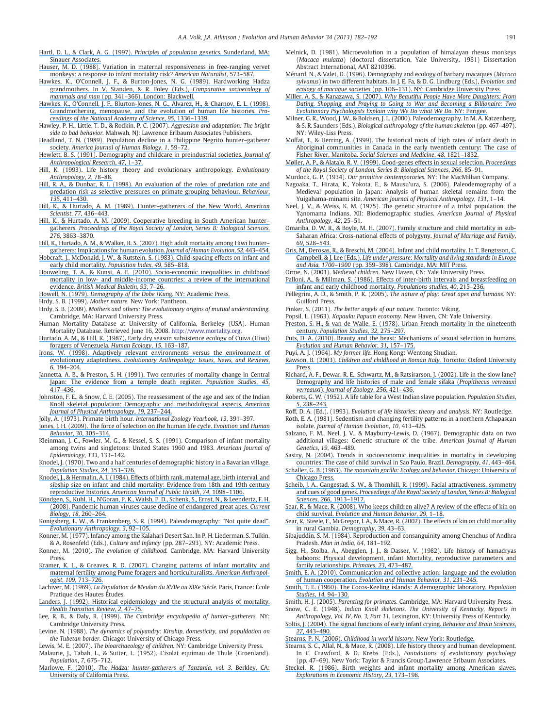Hartl, D. L., & Clark, A. G. (1997). *Principles of population genetics.* Sunderland, MA: Sinauer Associates.

Hauser, M. D. (1988). Variation in maternal responsiveness in free-ranging vervet monkeys: a response to infant mortality risk? *American Naturalist*, 573–587.

Hawkes, K., O'Connell, J. F., & Burton-Jones, N. G. (1989). Hardworking Hadza grandmothers. In V. Standen, & R. Foley (Eds.), *Comparative socioecology of mammals and man* (pp. 341–366). London: Blackwell.

Hawkes, K., O'Connell, J. F., Blurton-Jones, N. G., Alvarez, H., & Charnov, E. L. (1998). Grandmothering, menopause, and the evolution of human life histories. *Proceedings of the National Academy of Science*, *95*, 1336–1339.

Hawley, P. H., Little, T. D., & Rodkin, P. C. (2007). *Aggression and adaptation: The bright side to bad behavior.* Mahwah, NJ: Lawrence Erlbaum Associates Publishers.

Headland, T. N. (1989). Population decline in a Philippine Negrito hunter–gatherer society. *America Journal of Human Biology*, *1*, 59–72.

Hewlett, B. S. (1991). Demography and childcare in preindustrial societies. *Journal of Anthropological Research*, *47*, 1–37.

Hill, K. (1993). Life history theory and evolutionary anthropology. *Evolutionary Anthropology*, *2*, 78–88.

Hill, R. A., & Dunbar, R. I. (1998). An evaluation of the roles of predation rate and predation risk as selective pressures on primate grouping behaviour. *Behaviour*, *135*, 411–430.

Hill, K., & Hurtado, A. M. (1989). Hunter–gatherers of the New World. *American Scientist*, *77*, 436–443.

Hill, K., & Hurtado, A. M. (2009). Cooperative breeding in South American hunter–gatherers. *Proceedings of the Royal Society of London, Series B: Biological Sciences*, *276*, 3863–3870.

Hill, K., Hurtado, A. M., & Walker, R. S. (2007). High adult mortality among Hiwi hunter–gatherers: Implications for human evolution. *Journal of Human Evolution*, *52*, 443–454.

Hobcraft, J., McDonald, J. W., & Rutstein, S. (1983). Child-spacing effects on infant and early child mortality. *Population Index*, *49*, 585–818.

Houweling, T. A., & Kunst, A. E. (2010). Socio-economic inequalities in childhood mortality in low- and middle-income countries: a review of the international evidence. *British Medical Bulletin*, *93*, 7–26.

Howell, N. (1979). *Demography of the Dobe !Kung.* NY: Academic Press.

Hrdy, S. B. (1999). *Mother nature.* New York: Pantheon.

Hrdy, S. B. (2009). *Mothers and others: The evolutionary origins of mutual understanding.* Cambridge, MA: Harvard University Press.

Human Mortality Database at University of California, Berkeley (USA). Human Mortality Database. Retrieved June 16, 2008. http://www.mortality.org.

Hurtado, A. M., & Hill, K. (1987). Early dry season subsistence ecology of Cuiva (Hiwi) foragers of Venezuela. *Human Ecology*, *15*, 163–187.

Irons, W. (1998). Adaptively relevant environments versus the environment of evolutionary adaptedness. *Evolutionary Anthropology: Issues, News, and Reviews*, *6*, 194–204.

Jannetta, A. B., & Preston, S. H. (1991). Two centuries of mortality change in Central Japan: The evidence from a temple death register. *Population Studies*, *45*, 417–436.

Johnston, F. E., & Snow, C. E. (2005). The reassessment of the age and sex of the Indian Knoll skeletal population: Demographic and methodological aspects. *American Journal of Physical Anthropology*, *19*, 237–244.

Jolly, A. (1973). Primate birth hour. *International Zoology Yearbook*, *13*, 391–397.

Jones, J. H. (2009). The force of selection on the human life cycle. *Evolution and Human Behavior*, *30*, 305–314.

Kleinman, J. C., Fowler, M. G., & Kessel, S. S. (1991). Comparison of infant mortality among twins and singletons: United States 1960 and 1983. *American Journal of Epidemiology*, *133*, 133–142.

Knodel, J. (1970). Two and a half centuries of demographic history in a Bavarian village. *Population Studies*, *24*, 353–376.

Knodel, J., & Hermalin, A. I. (1984). Effects of birth rank, maternal age, birth interval, and sibship size on infant and child mortality: Evidence from 18th and 19th century reproductive histories. *American Journal of Public Health*, *74*, 1098–1106.

Köndgen, S., Kuhl, H., N'Goran, P. K., Walsh, P. D., Schenk, S., Ernst, N., & Leendertz, F. H. (2008). Pandemic human viruses cause decline of endangered great apes. *Current Biology*, *18*, 260–264.

Konigsberg, L. W., & Frankenberg, S. R. (1994). Paleodemography: "Not quite dead". *Evolutionary Anthropology*, *3*, 92–105.

Konner, M. (1977). Infancy among the Kalahari Desert San. In P. H. Liederman, S. Tulkin, & A. Rosenfeld (Eds.), *Culture and Infancy* (pp. 287–293). NY: Academic Press.

Konner, M. (2010). *The evolution of childhood.* Cambridge, MA: Harvard University Press.

Kramer, K. L., & Greaves, R. D. (2007). Changing patterns of infant mortality and maternal fertility among Pume foragers and horticulturalists. *American Anthropologist*, *109*, 713–726.

Lachiver, M. (1969). *La Population de Meulan du XVIIe au XIXe Siècle.* Paris, France: École Pratique des Hautes Études.

Landers, J. (1992). Historical epidemiology and the structural analysis of mortality. *Health Transition Review*, *2*, 47–75.

Lee, R. B., & Daly, R. (1999). *The Cambridge encyclopedia of hunter–gatherers.* NY: Cambridge University Press.

Levine, N. (1988). *The dynamics of polyandry: Kinship, domesticity, and populdation on the Tubetan border.* Chicago: University of Chicago Press.

Lewis, M. E. (2007). *The bioarchaeology of children.* NY: Cambridge University Press.

Malaurie, J., Tabah, L., & Sutter, L. (1952). L'isolat equimau de Thule (Groenland). *Population*, *7*, 675–712.

Marlowe, F. (2010). *The Hadza: hunter-gatherers of Tanzania, vol. 3.* Berkley, CA: University of California Press.

Melnick, D. (1981). Microevolution in a population of himalayan rhesus monkeys (*Macaca mulatta*) (doctoral dissertation, Yale University, 1981) Dissertation Abstract International, AAT 8210396.

Ménard, N., & Valet, D. (1996). Demography and ecology of barbary macaques (*Macaca sylvanus*) in two different habitats. In J. E. Fa, & D. G. Lindburg (Eds.), *Evolution and ecology of macaque societies* (pp. 106–131). NY: Cambridge University Press.

Miller, A. S., & Kanazawa, S. (2007). *Why Beautiful People Have More Daughters: From Dating, Shopping, and Praying to Going to War and Becoming a Billionaire: Two Evolutionary Psychologists Explain why We Do what We Do.* NY: Perigee.

Milner, G. R., Wood, J. W., & Boldsen, J. L. (2000). Paleodemography. In M. A. Katzenberg, & S. R. Saunders (Eds.), *Biological anthropology of the human skeleton* (pp. 467–497). NY: Wiley-Liss Press.

Moffat, T., & Herring, A. (1999). The historical roots of high rates of infant death in Aboriginal communities in Canada in the early twentieth century: The case of Fisher River, Manitoba. *Social Sciences and Medicine*, *48*, 1821–1832.

Møller, A. P., & Alatalo, R. V. (1999). Good-genes effects in sexual selection. *Proceedings of the Royal Society of London, Series B: Biological Sciences*, *266*, 85–91.

Murdock, G. P. (1934). *Our primitive contemporaries.* NY: The MacMillian Company.

Nagoaka, T., Hirata, K., Yokota, E., & Mausu'ura, S. (2006). Paleodemography of a Medieval population in Japan: Analysis of human skeletal remains from the Yuigahama-minami site. *American Journal of Physical Anthropology*, *131*, 1–14.

Neel, J. V., & Weiss, K. M. (1975). The genetic structure of a tribal population, the Yạnomama Indians, XII: Biodemographic studies. *American Journal of Physical Anthropology*, *42*, 25–51.

Omariba, D. W. R., & Boyle, M. H. (2007). Family structure and child mortality in sub-Saharan Africa: Cross-national effects of polygyny. *Journal of Marriage and Family*, *69*, 528–543.

Oris, M., Derosas, R., & Breschi, M. (2004). Infant and child mortality. In T. Bengtsson, C. Campbell, & J. Lee (Eds.), *Life under pressure: Mortality and living standards in Europe and Asia, 1700–1900* (pp. 359–398). Cambridge, MA: MIT Press.

Orme, N. (2001). *Medieval children.* New Haven, CN: Yale University Press.

Palloni, A., & Millman, S. (1986). Effects of inter-birth intervals and breastfeeding on infant and early childhood mortality. *Populations studies*, *40*, 215–236.

Pellegrini, A. D., & Smith, P. K. (2005). *The nature of play: Great apes and humans.* NY: Guilford Press.

Pinker, S. (2011). *The better angels of our nature.* Toronto: Viking.

Popsil, L. (1963). *Kapauku Papuan economy.* New Haven, CN: Yale University.

Preston, S. H., & van de Walle, E. (1978). Urban French mortality in the nineteenth century. *Population Studies*, *32*, 275–297.

Puts, D. A. (2010). Beauty and the beast: Mechanisms of sexual selection in humans. *Evolution and Human Behavior*, *31*, 157–175.

Puyi, A. J. (1964). *My former life.* Hong Kong: Wentong Shudian.

Rawson, B. (2003). *Children and childhood in Roman Italy.* Toronto: Oxford University Press.

Richard, A. F., Dewar, R. E., Schwartz, M., & Ratsirarson, J. (2002). Life in the slow lane? Demography and life histories of male and female sifaka (*Propithecus verreauxi verreauxi*). *Journal of Zoology*, *256*, 421–436.

Roberts, G. W. (1952). A life table for a West Indian slave population. *Population Studies*, *5*, 238–243.

Roff, D. A. (Ed.). (1993). *Evolution of life histories: theory and analysis.* NY: Routledge.

Roth, E. A. (1981). Sedentism and changing fertility patterns in a northern Athapascan isolate. *Journal of Human Evolution*, *10*, 413–425.

Salzano, F. M., Neel, J. V., & Mayburry-Lewis, D. (1967). Demographic data on two additional villages: Genetic structure of the tribe. *American Journal of Human Genetics*, *19*, 463–489.

Sastry, N. (2004). Trends in socioeconomic inequalities in mortality in developing countries: The case of child survival in Sao Paulo, Brazil. *Demography*, *41*, 443–464.

Schaller, G. B. (1963). *The mountain gorilla: Ecology and behavior.* Chicago: University of Chicago Press.

Scheib, J. A., Gangestad, S. W., & Thornhill, R. (1999). Facial attractiveness, symmetry and cues of good genes. *Proceedings of the Royal Society of London, Series B: Biological Sciences*, *266*, 1913–1917.

Sear, R., & Mace, R. (2008). Who keeps children alive? A review of the effects of kin on child survival. *Evolution and Human Behavior*, *29*, 1–18.

Sear, R., Steele, F., McGregor, I. A., & Mace, R. (2002). The effects of kin on child mortality in rural Gambia. *Demography*, *39*, 43–63.

Sibajuddin, S. M. (1984). Reproduction and consanguinity among Chenchus of Andhra Pradesh. *Man in India*, *64*, 181–192.

Sigg, H., Stolba, A., Abegglen, J. J., & Dasser, V. (1982). Life history of hamadryas baboons: Physical development, infant Mortality, reproductive parameters and family relationships. *Primates*, *23*, 473–487.

Smith, E. A. (2010). Communication and collective action: language and the evolution of human cooperation. *Evolution and Human Behavior*, *31*, 231–245.

Smith, T. E. (1960). The Cocos-Keeling islands: A demographic laboratory. *Population Studies*, *14*, 94–130.

Smith, H. J. (2005). *Parenting for primates.* Cambridge, MA: Harvard University Press.

Snow, C. E. (1948). *Indian Knoll skeletons. The University of Kentucky, Reports in Anthropology, Vol. IV, No. 3, Part 11.* Lexington, KY: University Press of Kentucky.

Soltis, J. (2004). The signal functions of early infant crying. *Behavior and Brain Sciences*, *27*, 443–490.

Stearns, P. N. (2006). *Childhood in world history.* New York: Routledge.

Stearns, S. C., Allal, N., & Mace, R. (2008). Life history theory and human development. In C. Crawford, & D. Krebs (Eds.), *Foundations of evolutionary psychology* (pp. 47–69). New York: Taylor & Francis Group/Lawrence Erlbaum Associates.

Steckel, R. (1986). Birth weights and infant mortality among American slaves. *Explorations in Economic History*, *23*, 173–198.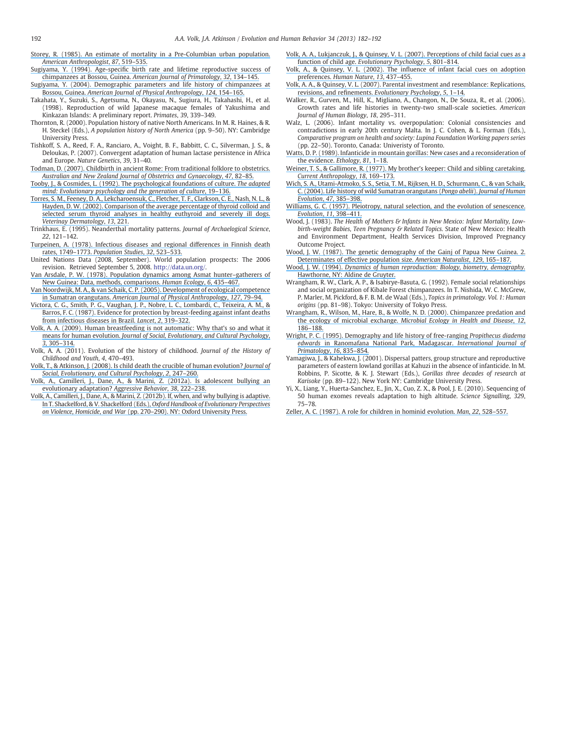Storey, R. (1985). An estimate of mortality in a Pre-Columbian urban population. *American Anthropologist*, *87*, 519–535.

Sugiyama, Y. (1994). Age-specific birth rate and lifetime reproductive success of chimpanzees at Bossou, Guinea. *American Journal of Primatology*, *32*, 134–145.

Sugiyama, Y. (2004). Demographic parameters and life history of chimpanzees at Bossou, Guinea. *American Journal of Physical Anthropology*, *124*, 154–165.

Takahata, Y., Suzuki, S., Agetsuma, N., Okayasu, N., Sugiura, H., Takahashi, H., et al. (1998). Reproduction of wild Japanese macaque females of Yakushima and Kinkazan Islands: A preliminary report. *Primates*, *39*, 339–349.

Thornton, R. (2000). Population history of native North Americans. In M. R. Haines, & R. H. Steckel (Eds.), *A population history of North America* (pp. 9–50). NY: Cambridge University Press.

Tishkoff, S. A., Reed, F. A., Ranciaro, A., Voight, B. F., Babbitt, C. C., Silverman, J. S., & Deloukas, P. (2007). Convergent adaptation of human lactase persistence in Africa and Europe. *Nature Genetics*, *39*, 31–40.

Todman, D. (2007). Childbirth in ancient Rome: From traditional folklore to obstetrics. *Australian and New Zealand Journal of Obstetrics and Gynaecology*, *47*, 82–85.

Tooby, J., & Cosmides, L. (1992). The psychological foundations of culture. *The adapted mind: Evolutionary psychology and the generation of culture*, 19–136.

Torres, S. M., Feeney, D. A., Lekcharoensuk, C., Fletcher, T. F., Clarkson, C. E., Nash, N. L., & Hayden, D. W. (2002). Comparison of the average percentage of thyroid colloid and selected serum thyroid analyses in healthy euthyroid and severely ill dogs. *Veterinay Dermatology*, *13*, 221.

Trinkhaus, E. (1995). Neanderthal mortality patterns. *Journal of Archaeological Science*, *22*, 121–142.

Turpeinen, A. (1978). Infectious diseases and regional differences in Finnish death rates, 1749–1773. *Population Studies*, *32*, 523–533.

United Nations Data (2008, September). World population prospects: The 2006 revision. Retrieved September 5, 2008. http://data.un.org/.

Van Arsdale, P. W. (1978). Population dynamics among Asmat hunter–gatherers of New Guinea: Data, methods, comparisons. *Human Ecology*, *6*, 435–467.

Van Noordwijk, M. A., & van Schaik, C. P. (2005). Development of ecological competence in Sumatran orangutans. *American Journal of Physical Anthropology*, *127*, 79–94.

Victora, C. G., Smith, P. G., Vaughan, J. P., Nobre, L. C., Lombardi, C., Teixeira, A. M., & Barros, F. C. (1987). Evidence for protection by breast-feeding against infant deaths from infectious diseases in Brazil. *Lancet*, *2*, 319–322.

Volk, A. A. (2009). Human breastfeeding is not automatic: Why that's so and what it means for human evolution. *Journal of Social, Evolutionary, and Cultural Psychology*, *3*, 305–314.

Volk, A. A. (2011). Evolution of the history of childhood. *Journal of the History of Childhood and Youth*, *4*, 470–493.

Volk, T., & Atkinson, J. (2008). Is child death the crucible of human evolution? *Journal of Social, Evolutionary, and Cultural Psychology*, *2*, 247–260.

Volk, A., Camilleri, J., Dane, A., & Marini, Z. (2012a). Is adolescent bullying an evolutionary adaptation? *Aggressive Behavior*, *38*, 222–238.

Volk, A., Camilleri, J., Dane, A., & Marini, Z. (2012b). If, when, and why bullying is adaptive. In T. Shackelford, & V. Shackelford (Eds.), *Oxford Handbook of Evolutionary Perspectives on Violence, Homicide, and War* (pp. 270–290). NY: Oxford University Press.

Volk, A. A., Lukjanczuk, J., & Quinsey, V. L. (2007). Perceptions of child facial cues as a function of child age. *Evolutionary Psychology*, *5*, 801–814.

Volk, A., & Quinsey, V. L. (2002). The influence of infant facial cues on adoption preferences. *Human Nature*, *13*, 437–455.

Volk, A. A., & Quinsey, V. L. (2007). Parental investment and resemblance: Replications, revisions, and refinements. *Evolutionary Psychology*, *5*, 1–14.

Walker, R., Gurven, M., Hill, K., Migliano, A., Changon, N., De Souza, R., et al. (2006). Growth rates and life histories in twenty-two small-scale societies. *American Journal of Human Biology*, *18*, 295–311.

Walz, L. (2006). Infant mortality vs. overpopulation: Colonial consistencies and contradictions in early 20th century Malta. In J. C. Cohen, & L. Forman (Eds.), *Comparative program on health and society: Lupina Foundation Working papers series* (pp. 22–50). Toronto, Canada: Univeristy of Toronto.

Watts, D. P. (1989). Infanticide in mountain gorillas: New cases and a reconsideration of the evidence. *Ethology*, *81*, 1–18.

Weiner, T. S., & Gallimore, R. (1977). My brother's keeper: Child and sibling caretaking. *Current Anthropology*, *18*, 169–173.

Wich, S. A., Utami-Atmoko, S. S., Setia, T. M., Rijksen, H. D., Schurmann, C., & van Schaik, C. (2004). Life history of wild Sumatran orangutans (*Pongo abelii*). *Journal of Human Evolution*, *47*, 385–398.

Williams, G. C. (1957). Pleiotropy, natural selection, and the evolution of senescence. *Evolution*, *11*, 398–411.

Wood, J. (1983). *The Health of Mothers & Infants in New Mexico: Infant Mortality, Low-birth-weight Babies, Teen Pregnancy & Related Topics.* State of New Mexico: Health and Environment Department, Health Services Division, Improved Pregnancy Outcome Project.

Wood, J. W. (1987). The genetic demography of the Gainj of Papua New Guinea. 2. Determinates of effective population size. *American Naturalist*, *129*, 165–187.

Wood, J. W. (1994). *Dynamics of human reproduction: Biology, biometry, demography*. Hawthorne, NY: Aldine de Gruyter.

Wrangham, R. W., Clark, A. P., & Isabirye-Basuta, G. (1992). Female social relationships and social organization of Kibale Forest chimpanzees. In T. Nishida, W. C. McGrew, P. Marler, M. Pickford, & F. B. M. de Waal (Eds.), *Topics in primatology. Vol. 1: Human origins* (pp. 81–98). Tokyo: University of Tokyo Press.

Wrangham, R., Wilson, M., Hare, B., & Wolfe, N. D. (2000). Chimpanzee predation and the ecology of microbial exchange. *Microbial Ecology in Health and Disease*, *12*, 186–188.

Wright, P. C. (1995). Demography and life history of free-ranging *Propithecus diadema edwards* in Ranomafana National Park, Madagascar. *International Journal of Primatology*, *16*, 835–854.

Yamagiwa, J., & Kahekwa, J. (2001). Dispersal patters, group structure and reproductive parameters of eastern lowland gorillas at Kahuzi in the absence of infanticide. In M. Robbins, P. Sicotte, & K. J. Stewart (Eds.), *Gorillas three decades of research at Karisoke* (pp. 89–122). New York NY: Cambridge University Press.

Yi, X., Liang, Y., Huerta-Sanchez, E., Jin, X., Cuo, Z. X., & Pool, J. E. (2010). Sequencing of 50 human exomes reveals adaptation to high altitude. *Science Signalling*, *329*, 75–78.

Zeller, A. C. (1987). A role for children in hominid evolution. *Man*, *22*, 528–557.